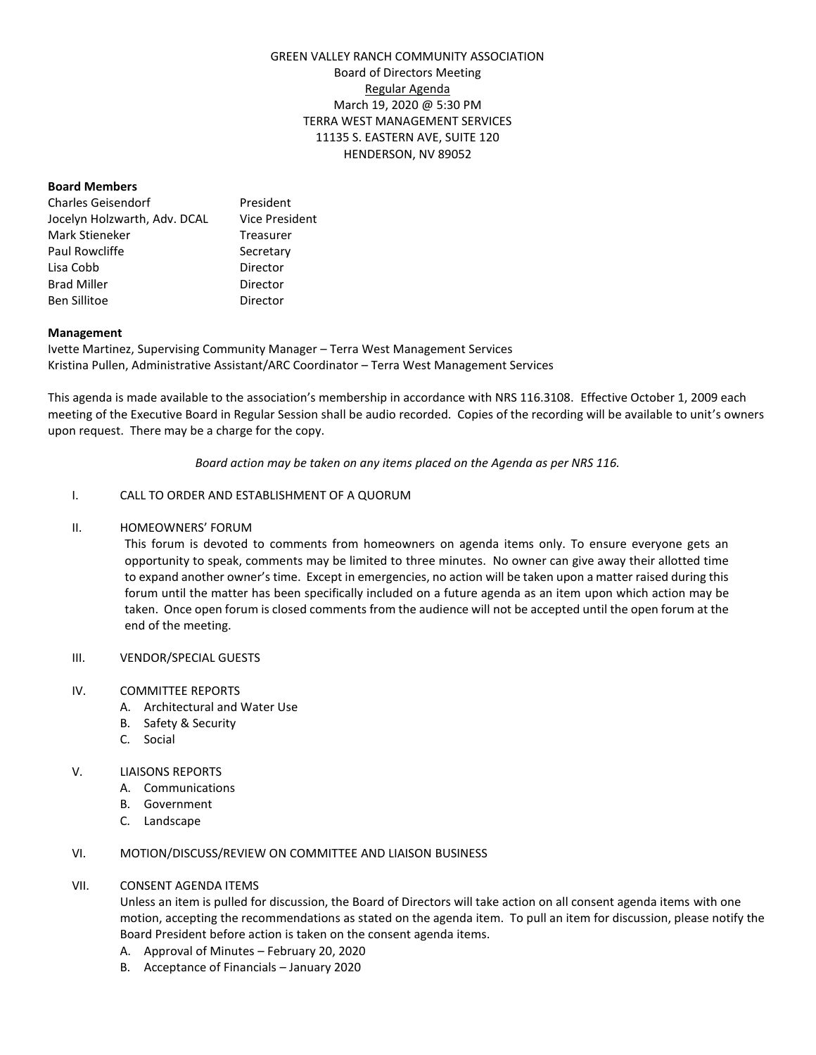# GREEN VALLEY RANCH COMMUNITY ASSOCIATION

Board of Directors Meeting

Regular Agenda

March 19, 2020 @ 5:30 PM

TERRA WEST MANAGEMENT SERVICES

11135 S. EASTERN AVE, SUITE 120

HENDERSON, NV 89052

**Board Members**

| | |
|---|---|
| Charles Geisendorf | President |
| Jocelyn Holzwarth, Adv. DCAL | Vice President |
| Mark Stieneker | Treasurer |
| Paul Rowcliffe | Secretary |
| Lisa Cobb | Director |
| Brad Miller | Director |
| Ben Sillitoe | Director |

**Management**

Ivette Martinez, Supervising Community Manager – Terra West Management Services

Kristina Pullen, Administrative Assistant/ARC Coordinator – Terra West Management Services

This agenda is made available to the association's membership in accordance with NRS 116.3108. Effective October 1, 2009 each meeting of the Executive Board in Regular Session shall be audio recorded. Copies of the recording will be available to unit's owners upon request. There may be a charge for the copy.

*Board action may be taken on any items placed on the Agenda as per NRS 116.*

I. CALL TO ORDER AND ESTABLISHMENT OF A QUORUM

II. HOMEOWNERS' FORUM

This forum is devoted to comments from homeowners on agenda items only. To ensure everyone gets an opportunity to speak, comments may be limited to three minutes. No owner can give away their allotted time to expand another owner's time. Except in emergencies, no action will be taken upon a matter raised during this forum until the matter has been specifically included on a future agenda as an item upon which action may be taken. Once open forum is closed comments from the audience will not be accepted until the open forum at the end of the meeting.

III. VENDOR/SPECIAL GUESTS

IV. COMMITTEE REPORTS
   - A. Architectural and Water Use
   - B. Safety & Security
   - C. Social

V. LIAISONS REPORTS
   - A. Communications
   - B. Government
   - C. Landscape

VI. MOTION/DISCUSS/REVIEW ON COMMITTEE AND LIAISON BUSINESS

VII. CONSENT AGENDA ITEMS

Unless an item is pulled for discussion, the Board of Directors will take action on all consent agenda items with one motion, accepting the recommendations as stated on the agenda item. To pull an item for discussion, please notify the Board President before action is taken on the consent agenda items.

   - A. Approval of Minutes – February 20, 2020
   - B. Acceptance of Financials – January 2020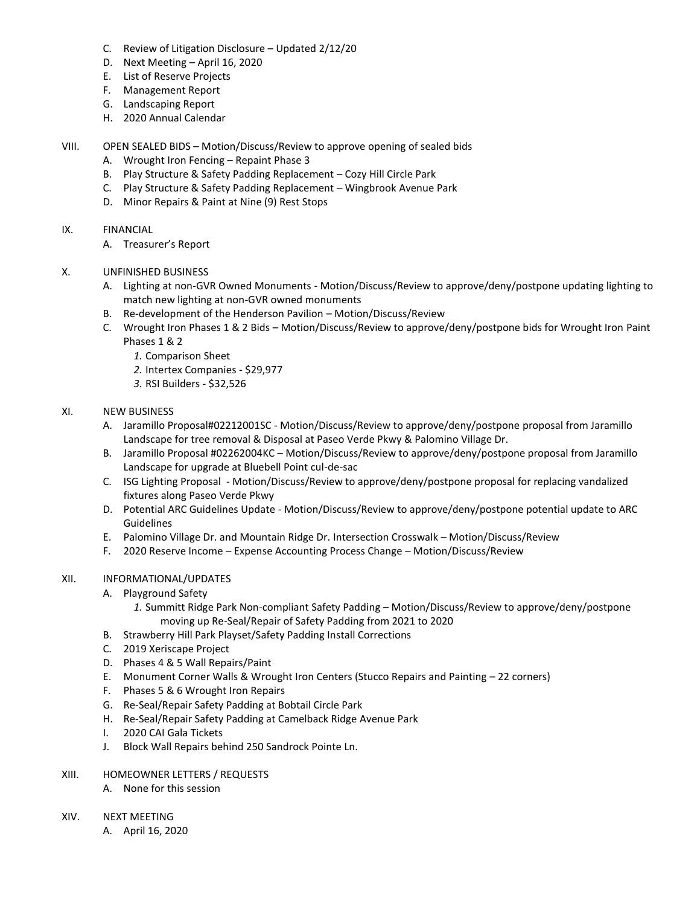C. Review of Litigation Disclosure – Updated 2/12/20
D. Next Meeting – April 16, 2020
E. List of Reserve Projects
F. Management Report
G. Landscaping Report
H. 2020 Annual Calendar

VIII. OPEN SEALED BIDS – Motion/Discuss/Review to approve opening of sealed bids
   A. Wrought Iron Fencing – Repaint Phase 3
   B. Play Structure & Safety Padding Replacement – Cozy Hill Circle Park
   C. Play Structure & Safety Padding Replacement – Wingbrook Avenue Park
   D. Minor Repairs & Paint at Nine (9) Rest Stops

IX. FINANCIAL
   A. Treasurer's Report

X. UNFINISHED BUSINESS
   A. Lighting at non-GVR Owned Monuments - Motion/Discuss/Review to approve/deny/postpone updating lighting to match new lighting at non-GVR owned monuments
   B. Re-development of the Henderson Pavilion – Motion/Discuss/Review
   C. Wrought Iron Phases 1 & 2 Bids – Motion/Discuss/Review to approve/deny/postpone bids for Wrought Iron Paint Phases 1 & 2
      1. Comparison Sheet
      2. Intertex Companies - $29,977
      3. RSI Builders - $32,526

XI. NEW BUSINESS
   A. Jaramillo Proposal#02212001SC - Motion/Discuss/Review to approve/deny/postpone proposal from Jaramillo Landscape for tree removal & Disposal at Paseo Verde Pkwy & Palomino Village Dr.
   B. Jaramillo Proposal #02262004KC – Motion/Discuss/Review to approve/deny/postpone proposal from Jaramillo Landscape for upgrade at Bluebell Point cul-de-sac
   C. ISG Lighting Proposal - Motion/Discuss/Review to approve/deny/postpone proposal for replacing vandalized fixtures along Paseo Verde Pkwy
   D. Potential ARC Guidelines Update - Motion/Discuss/Review to approve/deny/postpone potential update to ARC Guidelines
   E. Palomino Village Dr. and Mountain Ridge Dr. Intersection Crosswalk – Motion/Discuss/Review
   F. 2020 Reserve Income – Expense Accounting Process Change – Motion/Discuss/Review

XII. INFORMATIONAL/UPDATES
   A. Playground Safety
      1. Summitt Ridge Park Non-compliant Safety Padding – Motion/Discuss/Review to approve/deny/postpone moving up Re-Seal/Repair of Safety Padding from 2021 to 2020
   B. Strawberry Hill Park Playset/Safety Padding Install Corrections
   C. 2019 Xeriscape Project
   D. Phases 4 & 5 Wall Repairs/Paint
   E. Monument Corner Walls & Wrought Iron Centers (Stucco Repairs and Painting – 22 corners)
   F. Phases 5 & 6 Wrought Iron Repairs
   G. Re-Seal/Repair Safety Padding at Bobtail Circle Park
   H. Re-Seal/Repair Safety Padding at Camelback Ridge Avenue Park
   I. 2020 CAI Gala Tickets
   J. Block Wall Repairs behind 250 Sandrock Pointe Ln.

XIII. HOMEOWNER LETTERS / REQUESTS
   A. None for this session

XIV. NEXT MEETING
   A. April 16, 2020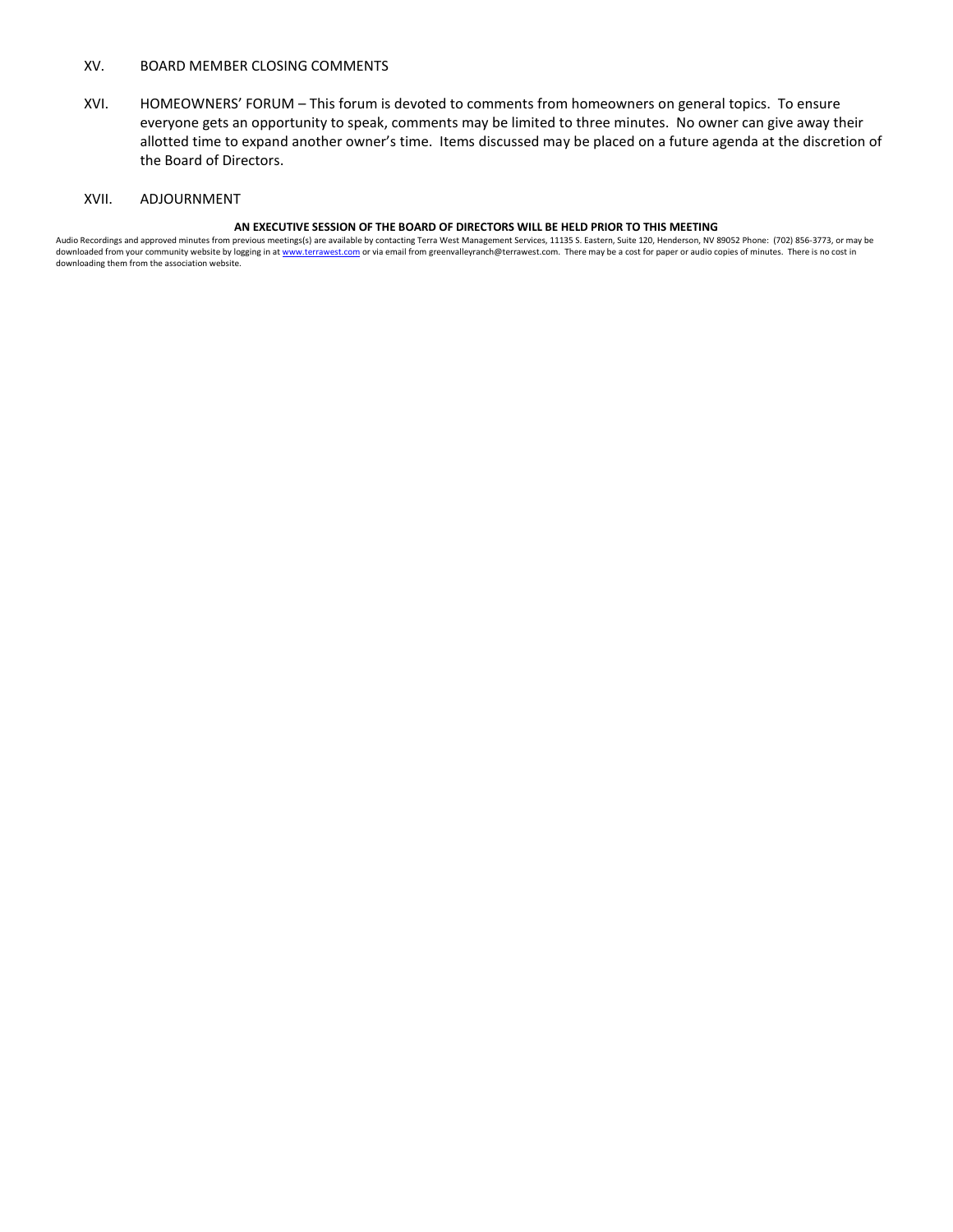XV. BOARD MEMBER CLOSING COMMENTS

XVI. HOMEOWNERS' FORUM – This forum is devoted to comments from homeowners on general topics. To ensure everyone gets an opportunity to speak, comments may be limited to three minutes. No owner can give away their allotted time to expand another owner's time. Items discussed may be placed on a future agenda at the discretion of the Board of Directors.

XVII. ADJOURNMENT

**AN EXECUTIVE SESSION OF THE BOARD OF DIRECTORS WILL BE HELD PRIOR TO THIS MEETING**

Audio Recordings and approved minutes from previous meetings(s) are available by contacting Terra West Management Services, 11135 S. Eastern, Suite 120, Henderson, NV 89052 Phone: (702) 856-3773, or may be downloaded from your community website by logging in at www.terrawest.com or via email from greenvalleyranch@terrawest.com. There may be a cost for paper or audio copies of minutes. There is no cost in downloading them from the association website.